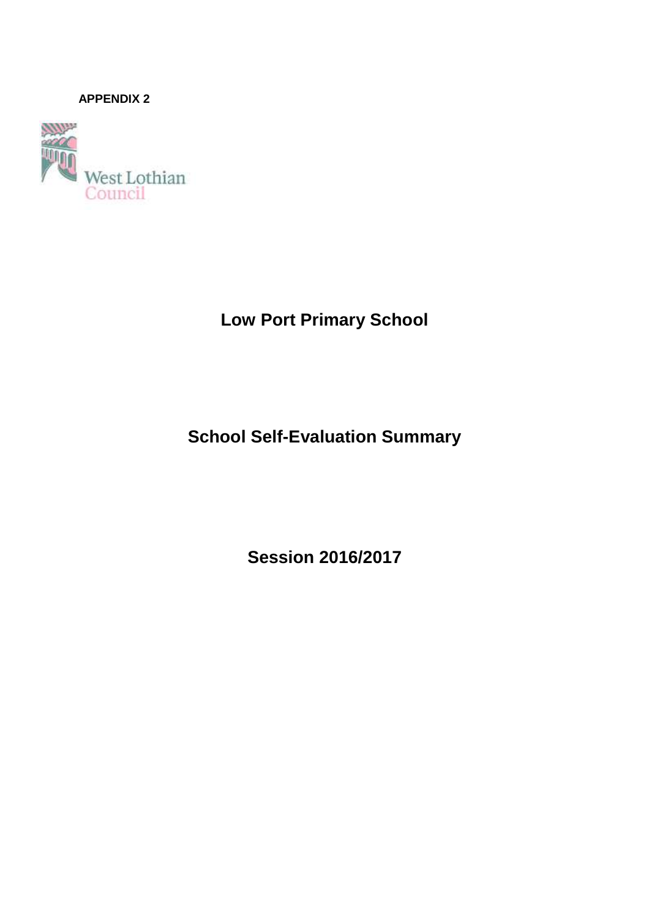**APPENDIX 2**

West Lothian Council

# Low Port Primary School

# School Self-Evaluation Summary

# Session 2016/2017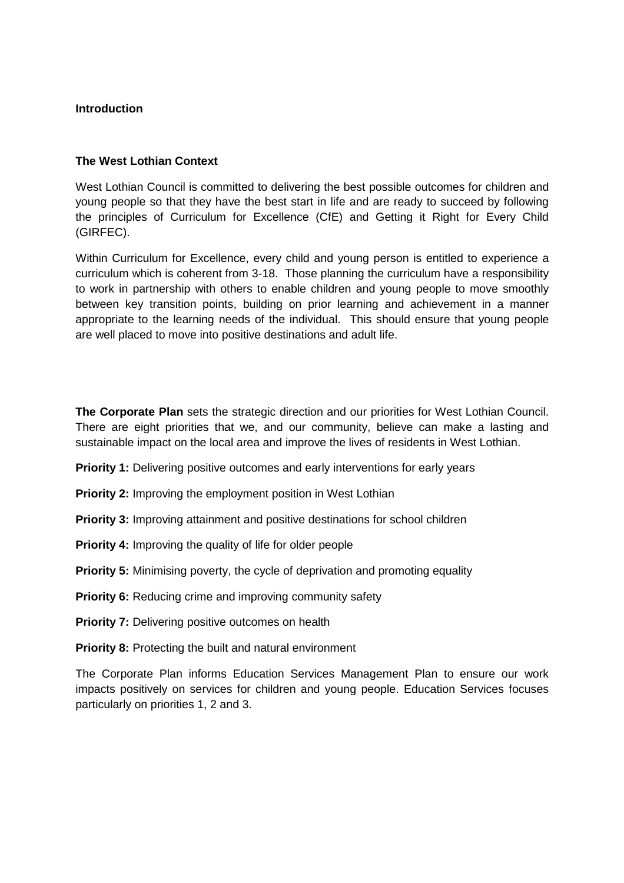**Introduction**

**The West Lothian Context**

West Lothian Council is committed to delivering the best possible outcomes for children and young people so that they have the best start in life and are ready to succeed by following the principles of Curriculum for Excellence (CfE) and Getting it Right for Every Child (GIRFEC).

Within Curriculum for Excellence, every child and young person is entitled to experience a curriculum which is coherent from 3-18. Those planning the curriculum have a responsibility to work in partnership with others to enable children and young people to move smoothly between key transition points, building on prior learning and achievement in a manner appropriate to the learning needs of the individual. This should ensure that young people are well placed to move into positive destinations and adult life.

**The Corporate Plan** sets the strategic direction and our priorities for West Lothian Council. There are eight priorities that we, and our community, believe can make a lasting and sustainable impact on the local area and improve the lives of residents in West Lothian.

**Priority 1:** Delivering positive outcomes and early interventions for early years

**Priority 2:** Improving the employment position in West Lothian

**Priority 3:** Improving attainment and positive destinations for school children

**Priority 4:** Improving the quality of life for older people

**Priority 5:** Minimising poverty, the cycle of deprivation and promoting equality

**Priority 6:** Reducing crime and improving community safety

**Priority 7:** Delivering positive outcomes on health

**Priority 8:** Protecting the built and natural environment

The Corporate Plan informs Education Services Management Plan to ensure our work impacts positively on services for children and young people. Education Services focuses particularly on priorities 1, 2 and 3.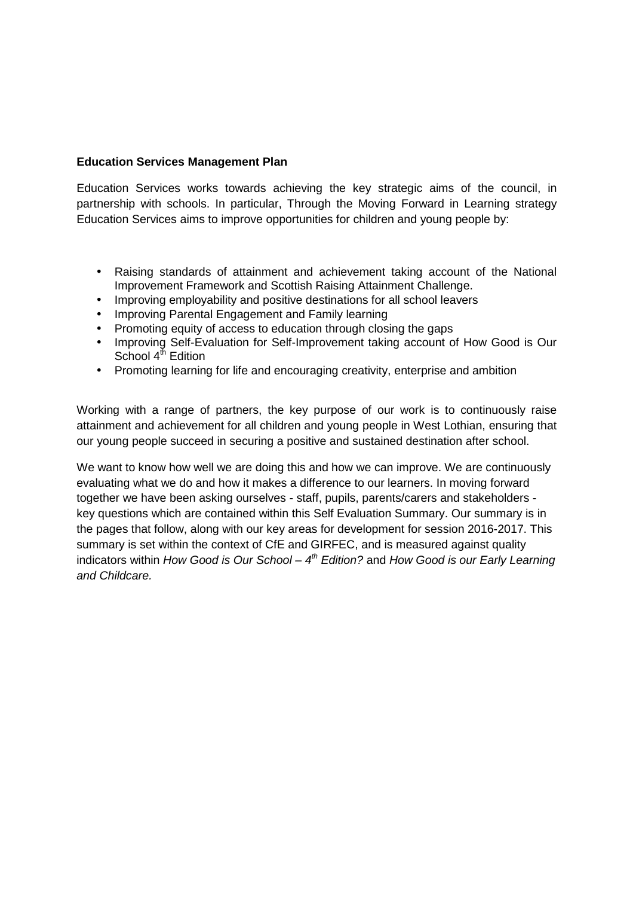**Education Services Management Plan**

Education Services works towards achieving the key strategic aims of the council, in partnership with schools. In particular, Through the Moving Forward in Learning strategy Education Services aims to improve opportunities for children and young people by:

- Raising standards of attainment and achievement taking account of the National Improvement Framework and Scottish Raising Attainment Challenge.
- Improving employability and positive destinations for all school leavers
- Improving Parental Engagement and Family learning
- Promoting equity of access to education through closing the gaps
- Improving Self-Evaluation for Self-Improvement taking account of How Good is Our School 4th Edition
- Promoting learning for life and encouraging creativity, enterprise and ambition

Working with a range of partners, the key purpose of our work is to continuously raise attainment and achievement for all children and young people in West Lothian, ensuring that our young people succeed in securing a positive and sustained destination after school.

We want to know how well we are doing this and how we can improve. We are continuously evaluating what we do and how it makes a difference to our learners. In moving forward together we have been asking ourselves - staff, pupils, parents/carers and stakeholders - key questions which are contained within this Self Evaluation Summary. Our summary is in the pages that follow, along with our key areas for development for session 2016-2017. This summary is set within the context of CfE and GIRFEC, and is measured against quality indicators within *How Good is Our School – 4th Edition?* and *How Good is our Early Learning and Childcare.*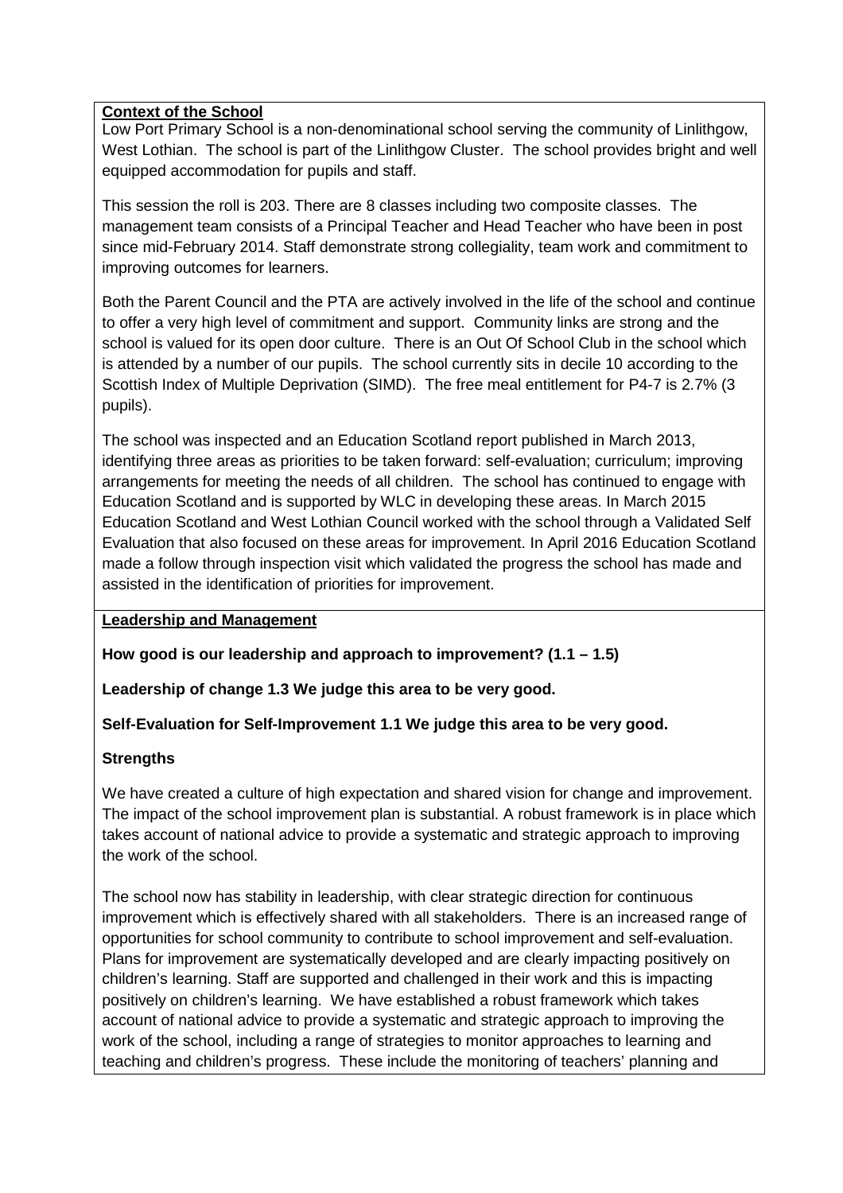**Context of the School**

Low Port Primary School is a non-denominational school serving the community of Linlithgow, West Lothian. The school is part of the Linlithgow Cluster. The school provides bright and well equipped accommodation for pupils and staff.

This session the roll is 203. There are 8 classes including two composite classes. The management team consists of a Principal Teacher and Head Teacher who have been in post since mid-February 2014. Staff demonstrate strong collegiality, team work and commitment to improving outcomes for learners.

Both the Parent Council and the PTA are actively involved in the life of the school and continue to offer a very high level of commitment and support. Community links are strong and the school is valued for its open door culture. There is an Out Of School Club in the school which is attended by a number of our pupils. The school currently sits in decile 10 according to the Scottish Index of Multiple Deprivation (SIMD). The free meal entitlement for P4-7 is 2.7% (3 pupils).

The school was inspected and an Education Scotland report published in March 2013, identifying three areas as priorities to be taken forward: self-evaluation; curriculum; improving arrangements for meeting the needs of all children. The school has continued to engage with Education Scotland and is supported by WLC in developing these areas. In March 2015 Education Scotland and West Lothian Council worked with the school through a Validated Self Evaluation that also focused on these areas for improvement. In April 2016 Education Scotland made a follow through inspection visit which validated the progress the school has made and assisted in the identification of priorities for improvement.

**Leadership and Management**

**How good is our leadership and approach to improvement? (1.1 – 1.5)**

**Leadership of change 1.3 We judge this area to be very good.**

**Self-Evaluation for Self-Improvement 1.1 We judge this area to be very good.**

**Strengths**

We have created a culture of high expectation and shared vision for change and improvement. The impact of the school improvement plan is substantial. A robust framework is in place which takes account of national advice to provide a systematic and strategic approach to improving the work of the school.

The school now has stability in leadership, with clear strategic direction for continuous improvement which is effectively shared with all stakeholders. There is an increased range of opportunities for school community to contribute to school improvement and self-evaluation. Plans for improvement are systematically developed and are clearly impacting positively on children's learning. Staff are supported and challenged in their work and this is impacting positively on children's learning. We have established a robust framework which takes account of national advice to provide a systematic and strategic approach to improving the work of the school, including a range of strategies to monitor approaches to learning and teaching and children's progress. These include the monitoring of teachers' planning and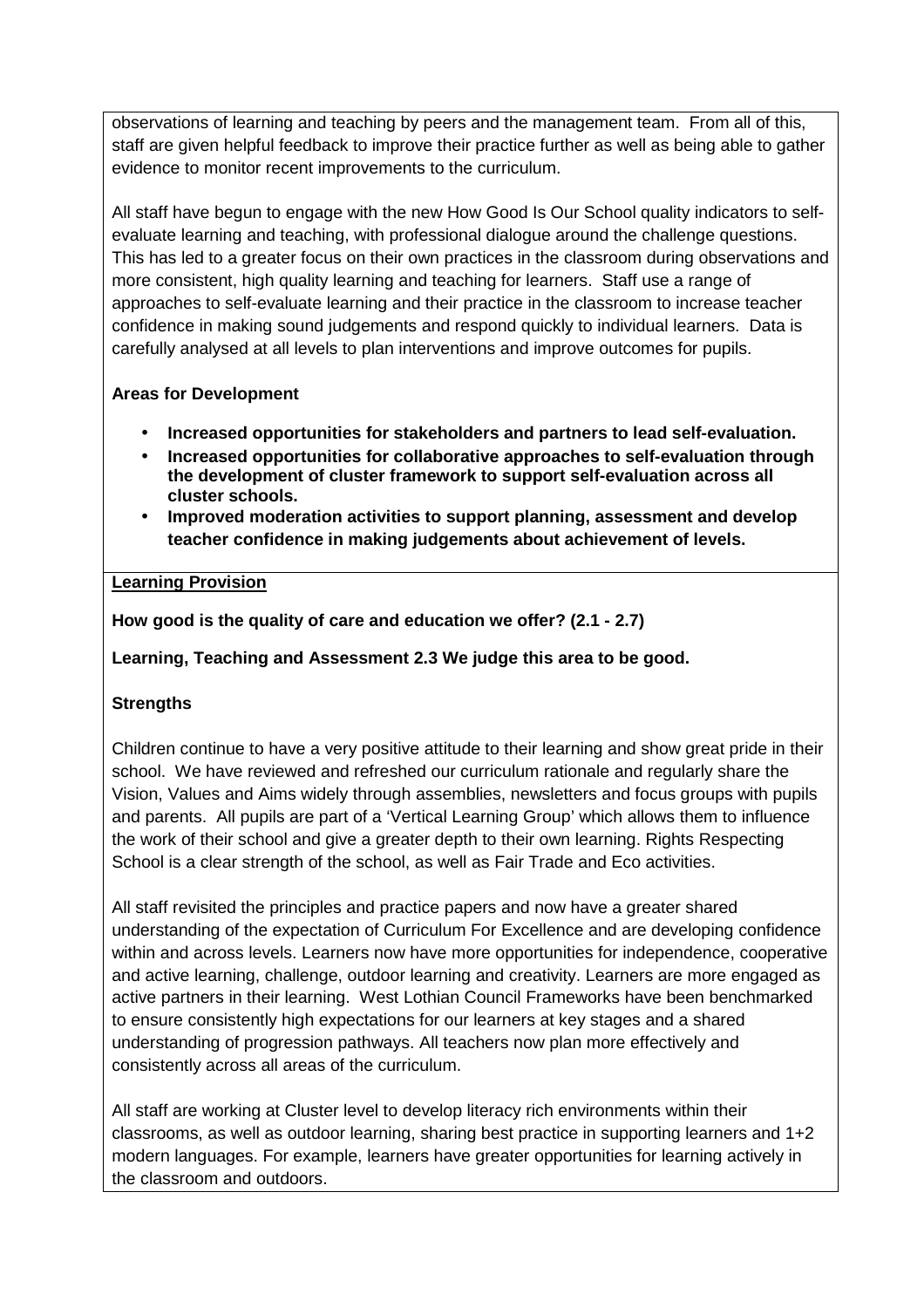observations of learning and teaching by peers and the management team. From all of this, staff are given helpful feedback to improve their practice further as well as being able to gather evidence to monitor recent improvements to the curriculum.

All staff have begun to engage with the new How Good Is Our School quality indicators to self-evaluate learning and teaching, with professional dialogue around the challenge questions. This has led to a greater focus on their own practices in the classroom during observations and more consistent, high quality learning and teaching for learners. Staff use a range of approaches to self-evaluate learning and their practice in the classroom to increase teacher confidence in making sound judgements and respond quickly to individual learners. Data is carefully analysed at all levels to plan interventions and improve outcomes for pupils.

**Areas for Development**

- **Increased opportunities for stakeholders and partners to lead self-evaluation.**
- **Increased opportunities for collaborative approaches to self-evaluation through the development of cluster framework to support self-evaluation across all cluster schools.**
- **Improved moderation activities to support planning, assessment and develop teacher confidence in making judgements about achievement of levels.**

**Learning Provision**

**How good is the quality of care and education we offer? (2.1 - 2.7)**

**Learning, Teaching and Assessment 2.3 We judge this area to be good.**

**Strengths**

Children continue to have a very positive attitude to their learning and show great pride in their school. We have reviewed and refreshed our curriculum rationale and regularly share the Vision, Values and Aims widely through assemblies, newsletters and focus groups with pupils and parents. All pupils are part of a 'Vertical Learning Group' which allows them to influence the work of their school and give a greater depth to their own learning. Rights Respecting School is a clear strength of the school, as well as Fair Trade and Eco activities.

All staff revisited the principles and practice papers and now have a greater shared understanding of the expectation of Curriculum For Excellence and are developing confidence within and across levels. Learners now have more opportunities for independence, cooperative and active learning, challenge, outdoor learning and creativity. Learners are more engaged as active partners in their learning. West Lothian Council Frameworks have been benchmarked to ensure consistently high expectations for our learners at key stages and a shared understanding of progression pathways. All teachers now plan more effectively and consistently across all areas of the curriculum.

All staff are working at Cluster level to develop literacy rich environments within their classrooms, as well as outdoor learning, sharing best practice in supporting learners and 1+2 modern languages. For example, learners have greater opportunities for learning actively in the classroom and outdoors.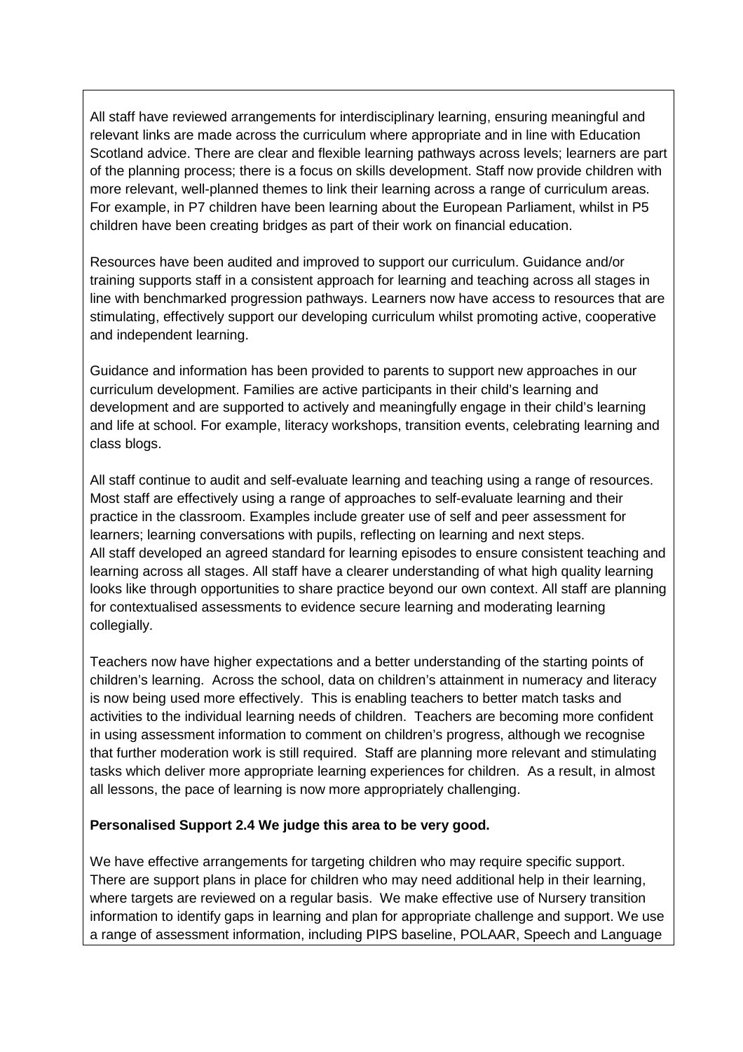All staff have reviewed arrangements for interdisciplinary learning, ensuring meaningful and relevant links are made across the curriculum where appropriate and in line with Education Scotland advice. There are clear and flexible learning pathways across levels; learners are part of the planning process; there is a focus on skills development. Staff now provide children with more relevant, well-planned themes to link their learning across a range of curriculum areas. For example, in P7 children have been learning about the European Parliament, whilst in P5 children have been creating bridges as part of their work on financial education.

Resources have been audited and improved to support our curriculum. Guidance and/or training supports staff in a consistent approach for learning and teaching across all stages in line with benchmarked progression pathways. Learners now have access to resources that are stimulating, effectively support our developing curriculum whilst promoting active, cooperative and independent learning.

Guidance and information has been provided to parents to support new approaches in our curriculum development. Families are active participants in their child's learning and development and are supported to actively and meaningfully engage in their child's learning and life at school. For example, literacy workshops, transition events, celebrating learning and class blogs.

All staff continue to audit and self-evaluate learning and teaching using a range of resources. Most staff are effectively using a range of approaches to self-evaluate learning and their practice in the classroom. Examples include greater use of self and peer assessment for learners; learning conversations with pupils, reflecting on learning and next steps.
All staff developed an agreed standard for learning episodes to ensure consistent teaching and learning across all stages. All staff have a clearer understanding of what high quality learning looks like through opportunities to share practice beyond our own context. All staff are planning for contextualised assessments to evidence secure learning and moderating learning collegially.

Teachers now have higher expectations and a better understanding of the starting points of children's learning. Across the school, data on children's attainment in numeracy and literacy is now being used more effectively. This is enabling teachers to better match tasks and activities to the individual learning needs of children. Teachers are becoming more confident in using assessment information to comment on children's progress, although we recognise that further moderation work is still required. Staff are planning more relevant and stimulating tasks which deliver more appropriate learning experiences for children. As a result, in almost all lessons, the pace of learning is now more appropriately challenging.

**Personalised Support 2.4 We judge this area to be very good.**

We have effective arrangements for targeting children who may require specific support. There are support plans in place for children who may need additional help in their learning, where targets are reviewed on a regular basis. We make effective use of Nursery transition information to identify gaps in learning and plan for appropriate challenge and support. We use a range of assessment information, including PIPS baseline, POLAAR, Speech and Language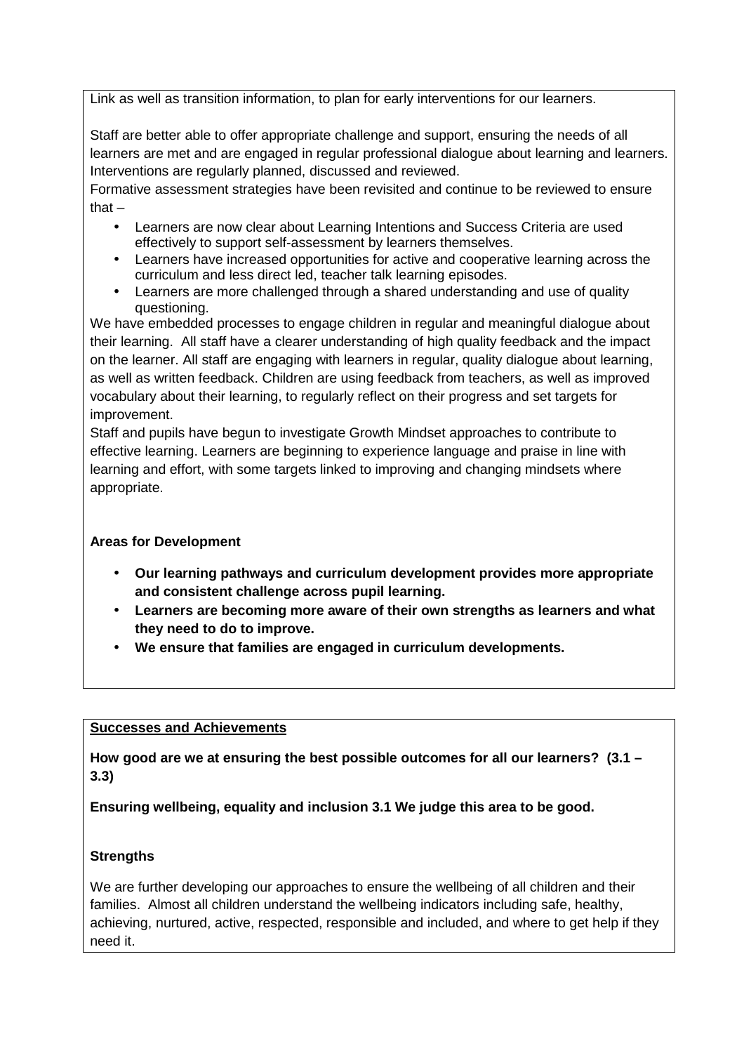Link as well as transition information, to plan for early interventions for our learners.

Staff are better able to offer appropriate challenge and support, ensuring the needs of all learners are met and are engaged in regular professional dialogue about learning and learners. Interventions are regularly planned, discussed and reviewed.

Formative assessment strategies have been revisited and continue to be reviewed to ensure that –

- Learners are now clear about Learning Intentions and Success Criteria are used effectively to support self-assessment by learners themselves.
- Learners have increased opportunities for active and cooperative learning across the curriculum and less direct led, teacher talk learning episodes.
- Learners are more challenged through a shared understanding and use of quality questioning.

We have embedded processes to engage children in regular and meaningful dialogue about their learning. All staff have a clearer understanding of high quality feedback and the impact on the learner. All staff are engaging with learners in regular, quality dialogue about learning, as well as written feedback. Children are using feedback from teachers, as well as improved vocabulary about their learning, to regularly reflect on their progress and set targets for improvement.

Staff and pupils have begun to investigate Growth Mindset approaches to contribute to effective learning. Learners are beginning to experience language and praise in line with learning and effort, with some targets linked to improving and changing mindsets where appropriate.

**Areas for Development**

- **Our learning pathways and curriculum development provides more appropriate and consistent challenge across pupil learning.**
- **Learners are becoming more aware of their own strengths as learners and what they need to do to improve.**
- **We ensure that families are engaged in curriculum developments.**

**Successes and Achievements**

**How good are we at ensuring the best possible outcomes for all our learners? (3.1 – 3.3)**

**Ensuring wellbeing, equality and inclusion 3.1 We judge this area to be good.**

**Strengths**

We are further developing our approaches to ensure the wellbeing of all children and their families. Almost all children understand the wellbeing indicators including safe, healthy, achieving, nurtured, active, respected, responsible and included, and where to get help if they need it.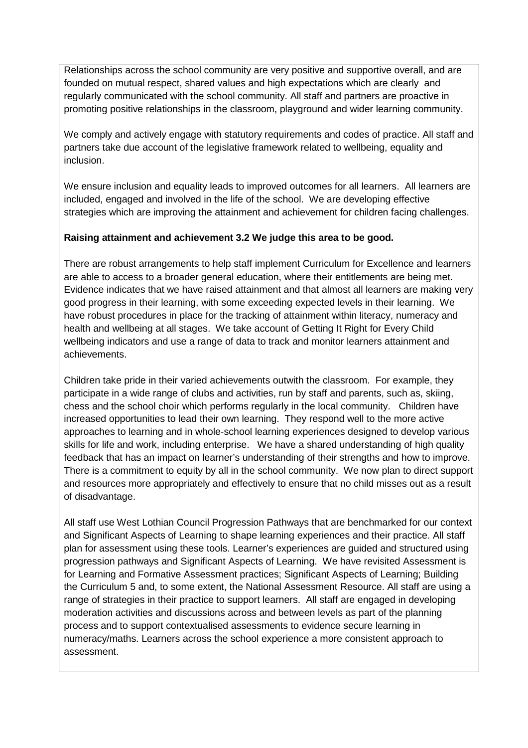Relationships across the school community are very positive and supportive overall, and are founded on mutual respect, shared values and high expectations which are clearly and regularly communicated with the school community. All staff and partners are proactive in promoting positive relationships in the classroom, playground and wider learning community.

We comply and actively engage with statutory requirements and codes of practice. All staff and partners take due account of the legislative framework related to wellbeing, equality and inclusion.

We ensure inclusion and equality leads to improved outcomes for all learners. All learners are included, engaged and involved in the life of the school. We are developing effective strategies which are improving the attainment and achievement for children facing challenges.

**Raising attainment and achievement 3.2 We judge this area to be good.**

There are robust arrangements to help staff implement Curriculum for Excellence and learners are able to access to a broader general education, where their entitlements are being met. Evidence indicates that we have raised attainment and that almost all learners are making very good progress in their learning, with some exceeding expected levels in their learning. We have robust procedures in place for the tracking of attainment within literacy, numeracy and health and wellbeing at all stages. We take account of Getting It Right for Every Child wellbeing indicators and use a range of data to track and monitor learners attainment and achievements.

Children take pride in their varied achievements outwith the classroom. For example, they participate in a wide range of clubs and activities, run by staff and parents, such as, skiing, chess and the school choir which performs regularly in the local community. Children have increased opportunities to lead their own learning. They respond well to the more active approaches to learning and in whole-school learning experiences designed to develop various skills for life and work, including enterprise. We have a shared understanding of high quality feedback that has an impact on learner's understanding of their strengths and how to improve. There is a commitment to equity by all in the school community. We now plan to direct support and resources more appropriately and effectively to ensure that no child misses out as a result of disadvantage.

All staff use West Lothian Council Progression Pathways that are benchmarked for our context and Significant Aspects of Learning to shape learning experiences and their practice. All staff plan for assessment using these tools. Learner's experiences are guided and structured using progression pathways and Significant Aspects of Learning. We have revisited Assessment is for Learning and Formative Assessment practices; Significant Aspects of Learning; Building the Curriculum 5 and, to some extent, the National Assessment Resource. All staff are using a range of strategies in their practice to support learners. All staff are engaged in developing moderation activities and discussions across and between levels as part of the planning process and to support contextualised assessments to evidence secure learning in numeracy/maths. Learners across the school experience a more consistent approach to assessment.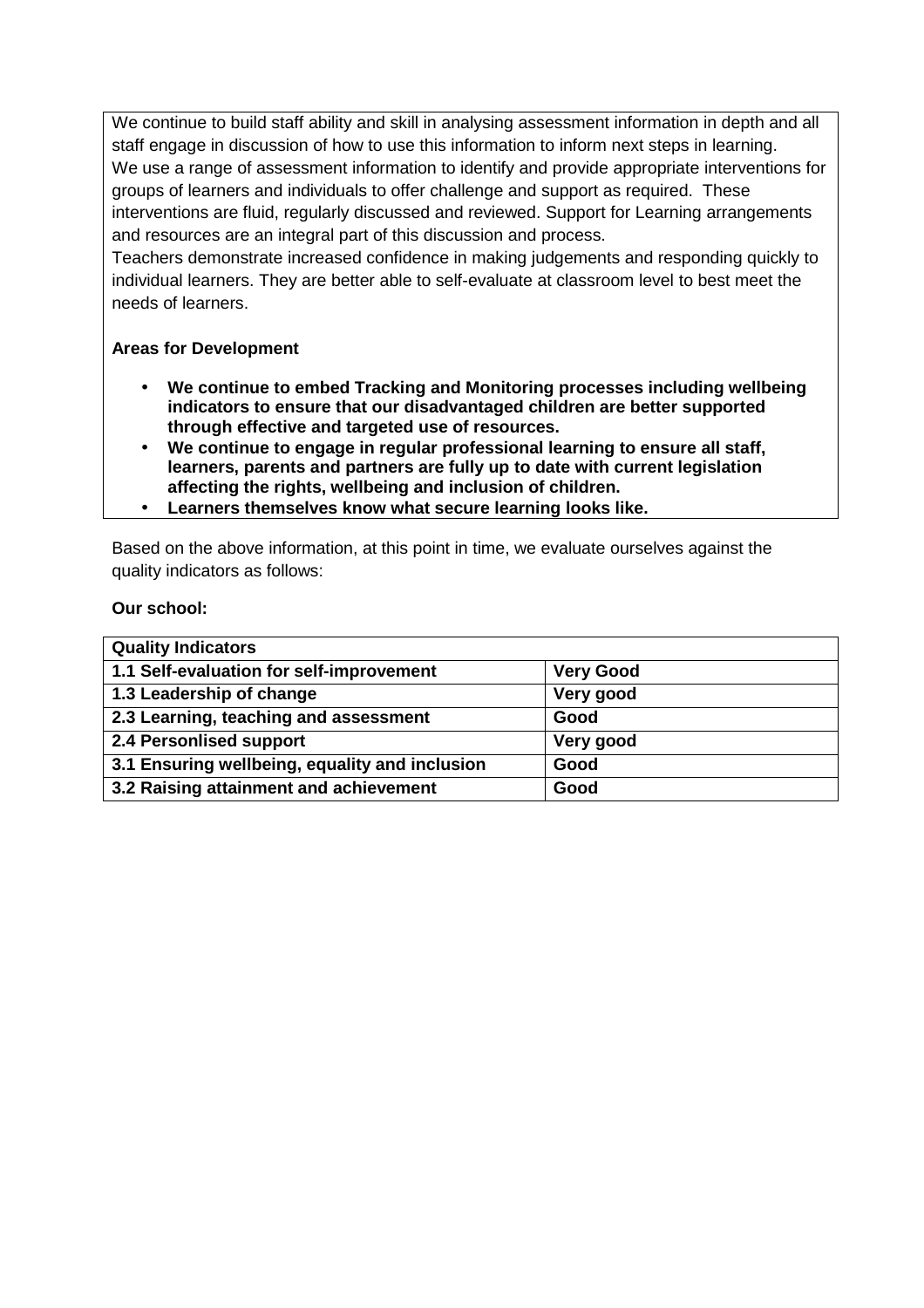We continue to build staff ability and skill in analysing assessment information in depth and all staff engage in discussion of how to use this information to inform next steps in learning.
We use a range of assessment information to identify and provide appropriate interventions for groups of learners and individuals to offer challenge and support as required. These interventions are fluid, regularly discussed and reviewed. Support for Learning arrangements and resources are an integral part of this discussion and process.
Teachers demonstrate increased confidence in making judgements and responding quickly to individual learners. They are better able to self-evaluate at classroom level to best meet the needs of learners.

**Areas for Development**

- **We continue to embed Tracking and Monitoring processes including wellbeing indicators to ensure that our disadvantaged children are better supported through effective and targeted use of resources.**
- **We continue to engage in regular professional learning to ensure all staff, learners, parents and partners are fully up to date with current legislation affecting the rights, wellbeing and inclusion of children.**
- **Learners themselves know what secure learning looks like.**

Based on the above information, at this point in time, we evaluate ourselves against the quality indicators as follows:

**Our school:**

| Quality Indicators | |
|---|---|
| 1.1 Self-evaluation for self-improvement | Very Good |
| 1.3 Leadership of change | Very good |
| 2.3 Learning, teaching and assessment | Good |
| 2.4 Personlised support | Very good |
| 3.1 Ensuring wellbeing, equality and inclusion | Good |
| 3.2 Raising attainment and achievement | Good |